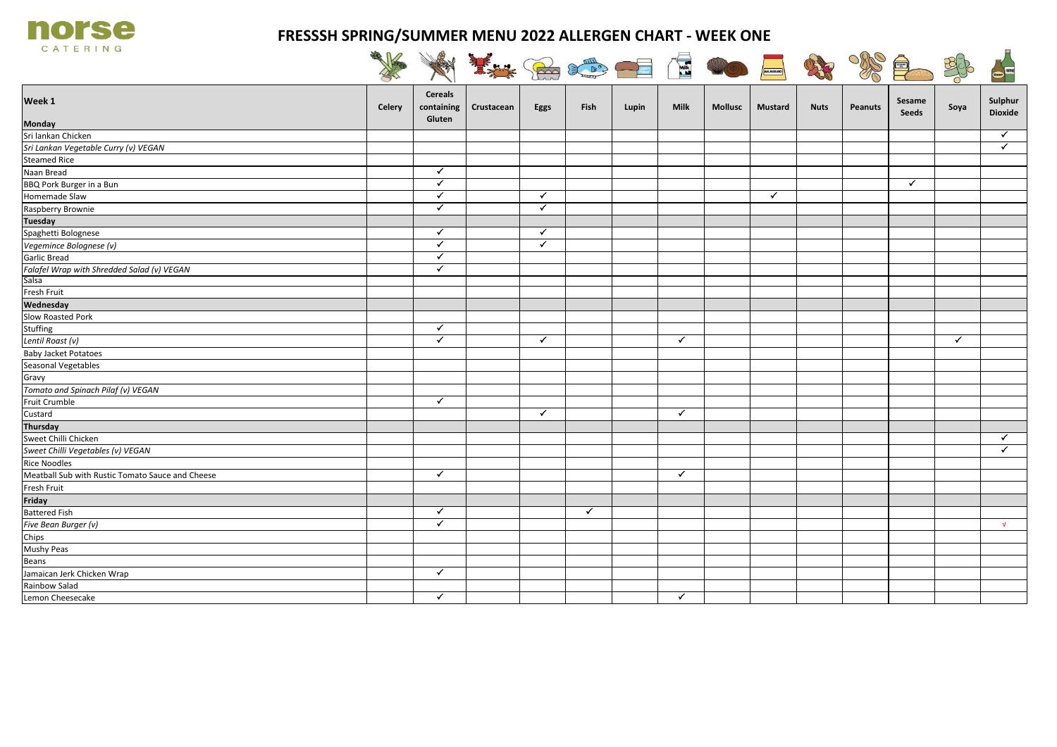# FRESSSH SPRING/SUMMER MENU 2022 ALLERGEN CHART - WEEK ONE

| Week 1 | Celery | Cereals containing Gluten | Crustacean | Eggs | Fish | Lupin | Milk | Mollusc | Mustard | Nuts | Peanuts | Sesame Seeds | Soya | Sulphur Dioxide |
|---|---|---|---|---|---|---|---|---|---|---|---|---|---|---|
| **Monday** | | | | | | | | | | | | | | |
| Sri lankan Chicken | | | | | | | | | | | | | | ✓ |
| *Sri Lankan Vegetable Curry (v) VEGAN* | | | | | | | | | | | | | | ✓ |
| Steamed Rice | | | | | | | | | | | | | | |
| Naan Bread | | ✓ | | | | | | | | | | | | |
| BBQ Pork Burger in a Bun | | ✓ | | | | | | | | | | ✓ | | |
| Homemade Slaw | | ✓ | | ✓ | | | | | ✓ | | | | | |
| Raspberry Brownie | | ✓ | | ✓ | | | | | | | | | | |
| **Tuesday** | | | | | | | | | | | | | | |
| Spaghetti Bolognese | | ✓ | | ✓ | | | | | | | | | | |
| *Vegemince Bolognese (v)* | | ✓ | | ✓ | | | | | | | | | | |
| Garlic Bread | | ✓ | | | | | | | | | | | | |
| *Falafel Wrap with Shredded Salad (v) VEGAN* | | ✓ | | | | | | | | | | | | |
| Salsa | | | | | | | | | | | | | | |
| Fresh Fruit | | | | | | | | | | | | | | |
| **Wednesday** | | | | | | | | | | | | | | |
| Slow Roasted Pork | | | | | | | | | | | | | | |
| Stuffing | | ✓ | | | | | | | | | | | | |
| *Lentil Roast (v)* | | ✓ | | ✓ | | | ✓ | | | | | | ✓ | |
| Baby Jacket Potatoes | | | | | | | | | | | | | | |
| Seasonal Vegetables | | | | | | | | | | | | | | |
| Gravy | | | | | | | | | | | | | | |
| *Tomato and Spinach Pilaf (v) VEGAN* | | | | | | | | | | | | | | |
| Fruit Crumble | | ✓ | | | | | | | | | | | | |
| Custard | | | | ✓ | | | ✓ | | | | | | | |
| **Thursday** | | | | | | | | | | | | | | |
| Sweet Chilli Chicken | | | | | | | | | | | | | | ✓ |
| *Sweet Chilli Vegetables (v) VEGAN* | | | | | | | | | | | | | | ✓ |
| Rice Noodles | | | | | | | | | | | | | | |
| Meatball Sub with Rustic Tomato Sauce and Cheese | | ✓ | | | | | ✓ | | | | | | | |
| Fresh Fruit | | | | | | | | | | | | | | |
| **Friday** | | | | | | | | | | | | | | |
| Battered Fish | | ✓ | | | ✓ | | | | | | | | | |
| *Five Bean Burger (v)* | | ✓ | | | | | | | | | | | | √ |
| Chips | | | | | | | | | | | | | | |
| Mushy Peas | | | | | | | | | | | | | | |
| Beans | | | | | | | | | | | | | | |
| Jamaican Jerk Chicken Wrap | | ✓ | | | | | | | | | | | | |
| Rainbow Salad | | | | | | | | | | | | | | |
| Lemon Cheesecake | | ✓ | | | | | ✓ | | | | | | | |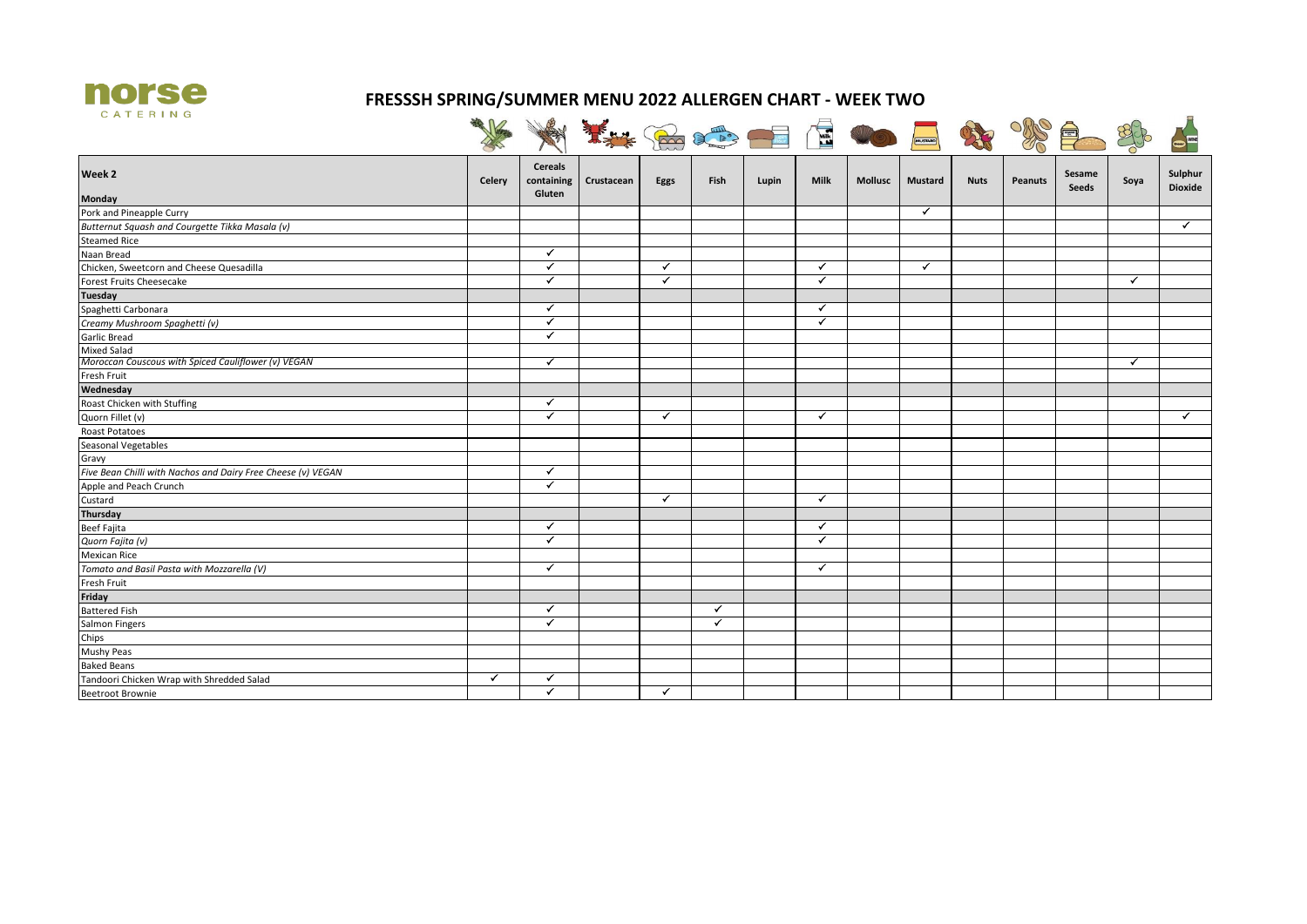norse
CATERING

# FRESSSH SPRING/SUMMER MENU 2022 ALLERGEN CHART - WEEK TWO

| Week 2<br>Monday | Celery | Cereals containing Gluten | Crustacean | Eggs | Fish | Lupin | Milk | Mollusc | Mustard | Nuts | Peanuts | Sesame Seeds | Soya | Sulphur Dioxide |
|---|---|---|---|---|---|---|---|---|---|---|---|---|---|---|
| Pork and Pineapple Curry | | | | | | | | | ✓ | | | | | |
| *Butternut Squash and Courgette Tikka Masala (v)* | | | | | | | | | | | | | | ✓ |
| Steamed Rice | | | | | | | | | | | | | | |
| Naan Bread | | ✓ | | | | | | | | | | | | |
| Chicken, Sweetcorn and Cheese Quesadilla | | ✓ | | ✓ | | | ✓ | | ✓ | | | | | |
| Forest Fruits Cheesecake | | ✓ | | ✓ | | | ✓ | | | | | | ✓ | |
| **Tuesday** | | | | | | | | | | | | | | |
| Spaghetti Carbonara | | ✓ | | | | | ✓ | | | | | | | |
| *Creamy Mushroom Spaghetti (v)* | | ✓ | | | | | ✓ | | | | | | | |
| Garlic Bread | | ✓ | | | | | | | | | | | | |
| Mixed Salad | | | | | | | | | | | | | | |
| *Moroccan Couscous with Spiced Cauliflower (v) VEGAN* | | ✓ | | | | | | | | | | | ✓ | |
| Fresh Fruit | | | | | | | | | | | | | | |
| **Wednesday** | | | | | | | | | | | | | | |
| Roast Chicken with Stuffing | | ✓ | | | | | | | | | | | | |
| Quorn Fillet (v) | | ✓ | | ✓ | | | ✓ | | | | | | | ✓ |
| Roast Potatoes | | | | | | | | | | | | | | |
| Seasonal Vegetables | | | | | | | | | | | | | | |
| Gravy | | | | | | | | | | | | | | |
| *Five Bean Chilli with Nachos and Dairy Free Cheese (v) VEGAN* | | ✓ | | | | | | | | | | | | |
| Apple and Peach Crunch | | ✓ | | | | | | | | | | | | |
| Custard | | | | ✓ | | | ✓ | | | | | | | |
| **Thursday** | | | | | | | | | | | | | | |
| Beef Fajita | | ✓ | | | | | ✓ | | | | | | | |
| *Quorn Fajita (v)* | | ✓ | | | | | ✓ | | | | | | | |
| Mexican Rice | | | | | | | | | | | | | | |
| *Tomato and Basil Pasta with Mozzarella (V)* | | ✓ | | | | | ✓ | | | | | | | |
| Fresh Fruit | | | | | | | | | | | | | | |
| **Friday** | | | | | | | | | | | | | | |
| Battered Fish | | ✓ | | | ✓ | | | | | | | | | |
| Salmon Fingers | | ✓ | | | ✓ | | | | | | | | | |
| Chips | | | | | | | | | | | | | | |
| Mushy Peas | | | | | | | | | | | | | | |
| Baked Beans | | | | | | | | | | | | | | |
| Tandoori Chicken Wrap with Shredded Salad | ✓ | ✓ | | | | | | | | | | | | |
| Beetroot Brownie | | ✓ | | ✓ | | | | | | | | | | |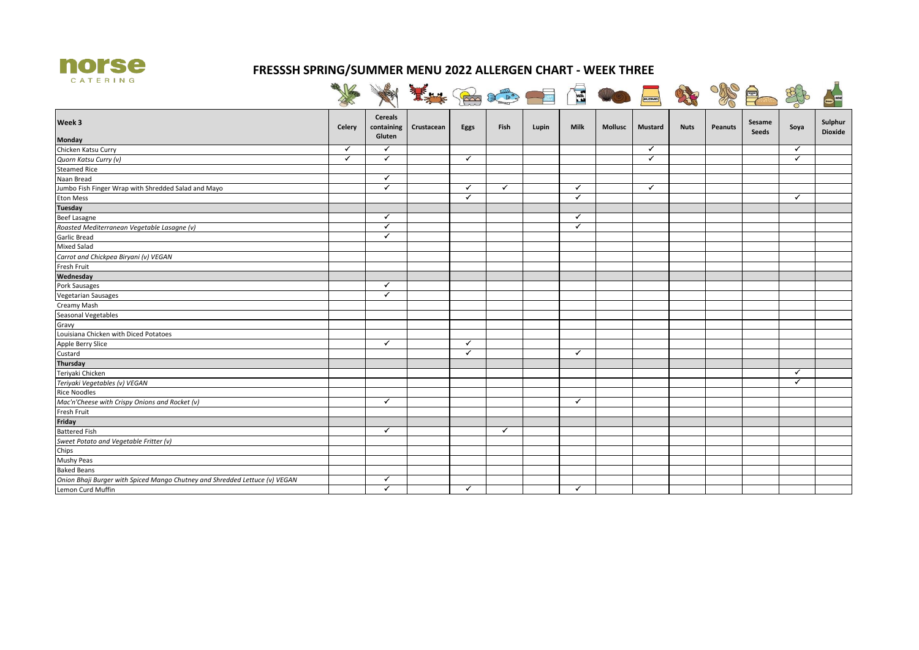norse
CATERING

# FRESSSH SPRING/SUMMER MENU 2022 ALLERGEN CHART - WEEK THREE

| Week 3 | Celery | Cereals containing Gluten | Crustacean | Eggs | Fish | Lupin | Milk | Mollusc | Mustard | Nuts | Peanuts | Sesame Seeds | Soya | Sulphur Dioxide |
|---|---|---|---|---|---|---|---|---|---|---|---|---|---|---|
| **Monday** | | | | | | | | | | | | | | |
| Chicken Katsu Curry | ✓ | ✓ | | | | | | | ✓ | | | | ✓ | |
| *Quorn Katsu Curry (v)* | ✓ | ✓ | | ✓ | | | | | ✓ | | | | ✓ | |
| Steamed Rice | | | | | | | | | | | | | | |
| Naan Bread | | ✓ | | | | | | | | | | | | |
| Jumbo Fish Finger Wrap with Shredded Salad and Mayo | | ✓ | | ✓ | ✓ | | ✓ | | ✓ | | | | | |
| Eton Mess | | | | ✓ | | | ✓ | | | | | | ✓ | |
| **Tuesday** | | | | | | | | | | | | | | |
| Beef Lasagne | | ✓ | | | | | ✓ | | | | | | | |
| *Roasted Mediterranean Vegetable Lasagne (v)* | | ✓ | | | | | ✓ | | | | | | | |
| Garlic Bread | | ✓ | | | | | | | | | | | | |
| Mixed Salad | | | | | | | | | | | | | | |
| *Carrot and Chickpea Biryani (v) VEGAN* | | | | | | | | | | | | | | |
| Fresh Fruit | | | | | | | | | | | | | | |
| **Wednesday** | | | | | | | | | | | | | | |
| Pork Sausages | | ✓ | | | | | | | | | | | | |
| Vegetarian Sausages | | ✓ | | | | | | | | | | | | |
| Creamy Mash | | | | | | | | | | | | | | |
| Seasonal Vegetables | | | | | | | | | | | | | | |
| Gravy | | | | | | | | | | | | | | |
| Louisiana Chicken with Diced Potatoes | | | | | | | | | | | | | | |
| Apple Berry Slice | | ✓ | | ✓ | | | | | | | | | | |
| Custard | | | | ✓ | | | ✓ | | | | | | | |
| **Thursday** | | | | | | | | | | | | | | |
| Teriyaki Chicken | | | | | | | | | | | | | ✓ | |
| *Teriyaki Vegetables (v) VEGAN* | | | | | | | | | | | | | ✓ | |
| Rice Noodles | | | | | | | | | | | | | | |
| *Mac'n'Cheese with Crispy Onions and Rocket (v)* | | ✓ | | | | | ✓ | | | | | | | |
| Fresh Fruit | | | | | | | | | | | | | | |
| **Friday** | | | | | | | | | | | | | | |
| Battered Fish | | ✓ | | | ✓ | | | | | | | | | |
| *Sweet Potato and Vegetable Fritter (v)* | | | | | | | | | | | | | | |
| Chips | | | | | | | | | | | | | | |
| Mushy Peas | | | | | | | | | | | | | | |
| Baked Beans | | | | | | | | | | | | | | |
| *Onion Bhaji Burger with Spiced Mango Chutney and Shredded Lettuce (v) VEGAN* | | ✓ | | | | | | | | | | | | |
| Lemon Curd Muffin | | ✓ | | ✓ | | | ✓ | | | | | | | |